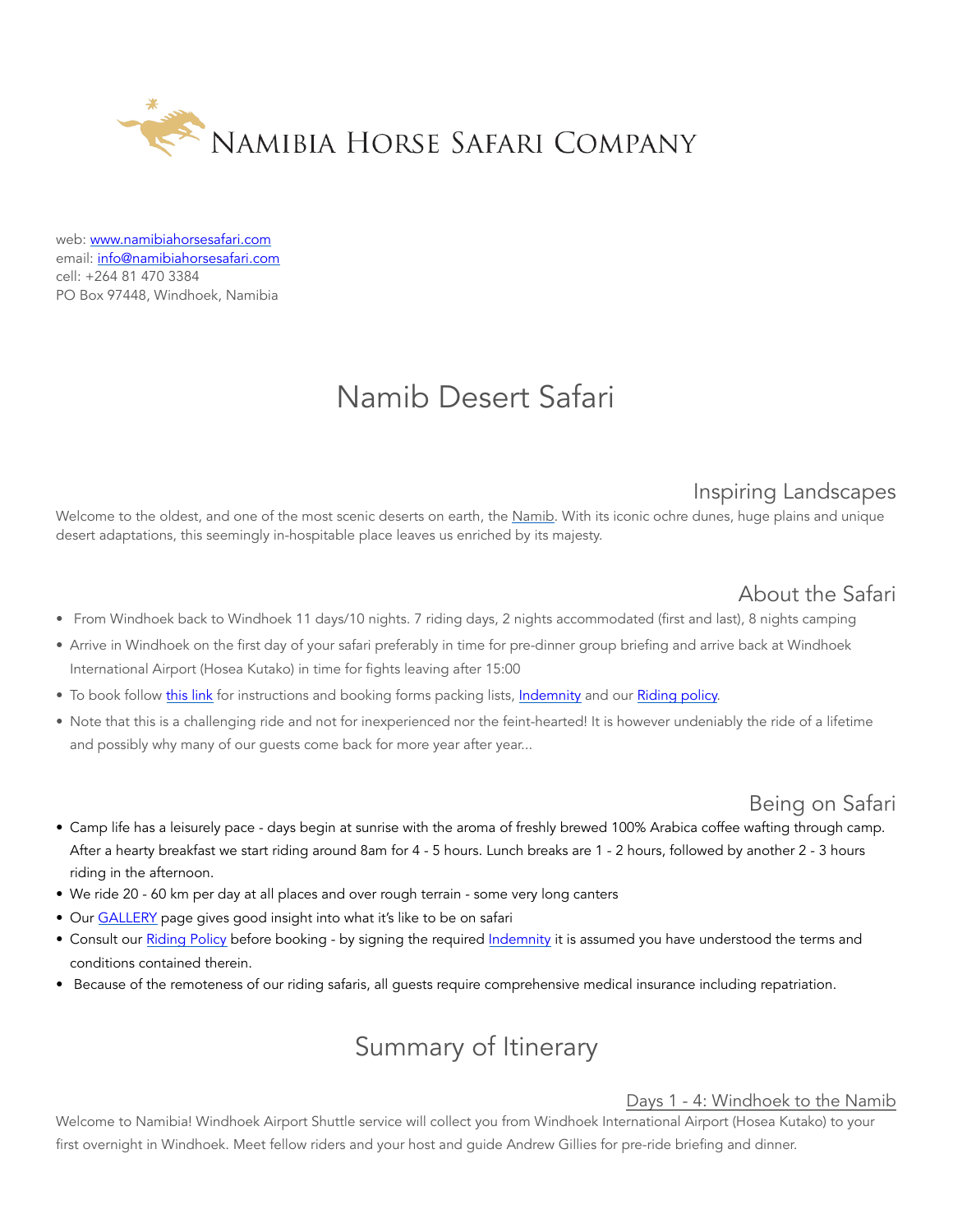# Namibia Horse Safari Company

web: [www.namibiahorsesafari.com](www.namibiahorsesafari.com)
email: [info@namibiahorsesafari.com](mailto:info@namibiahorsesafari.com)
cell: +264 81 470 3384
PO Box 97448, Windhoek, Namibia

# Namib Desert Safari

## Inspiring Landscapes

Welcome to the oldest, and one of the most scenic deserts on earth, the Namib. With its iconic ochre dunes, huge plains and unique desert adaptations, this seemingly in-hospitable place leaves us enriched by its majesty.

## About the Safari

- From Windhoek back to Windhoek 11 days/10 nights. 7 riding days, 2 nights accommodated (first and last), 8 nights camping
- Arrive in Windhoek on the first day of your safari preferably in time for pre-dinner group briefing and arrive back at Windhoek International Airport (Hosea Kutako) in time for fights leaving after 15:00
- To book follow this link for instructions and booking forms packing lists, Indemnity and our Riding policy.
- Note that this is a challenging ride and not for inexperienced nor the feint-hearted! It is however undeniably the ride of a lifetime and possibly why many of our guests come back for more year after year...

## Being on Safari

- Camp life has a leisurely pace - days begin at sunrise with the aroma of freshly brewed 100% Arabica coffee wafting through camp. After a hearty breakfast we start riding around 8am for 4 - 5 hours. Lunch breaks are 1 - 2 hours, followed by another 2 - 3 hours riding in the afternoon.
- We ride 20 - 60 km per day at all places and over rough terrain - some very long canters
- Our GALLERY page gives good insight into what it's like to be on safari
- Consult our Riding Policy before booking - by signing the required Indemnity it is assumed you have understood the terms and conditions contained therein.
- Because of the remoteness of our riding safaris, all guests require comprehensive medical insurance including repatriation.

# Summary of Itinerary

### Days 1 - 4: Windhoek to the Namib

Welcome to Namibia! Windhoek Airport Shuttle service will collect you from Windhoek International Airport (Hosea Kutako) to your first overnight in Windhoek. Meet fellow riders and your host and guide Andrew Gillies for pre-ride briefing and dinner.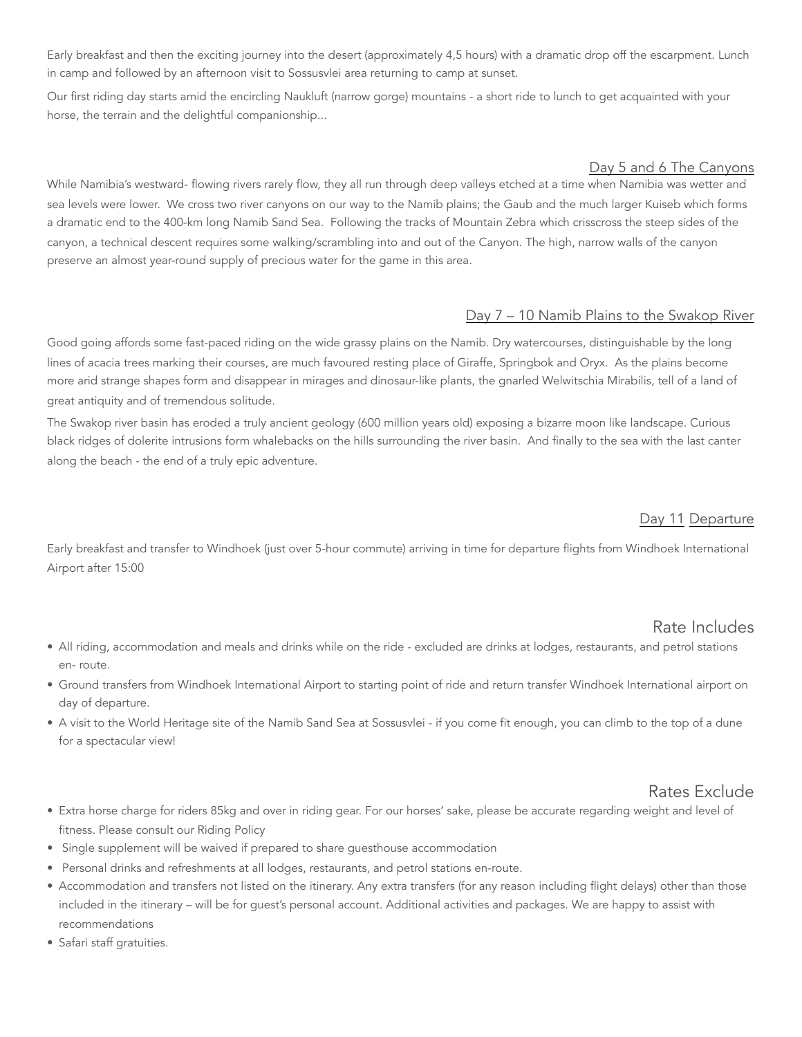Early breakfast and then the exciting journey into the desert (approximately 4,5 hours) with a dramatic drop off the escarpment. Lunch in camp and followed by an afternoon visit to Sossusvlei area returning to camp at sunset.

Our first riding day starts amid the encircling Naukluft (narrow gorge) mountains - a short ride to lunch to get acquainted with your horse, the terrain and the delightful companionship...

## Day 5 and 6 The Canyons

While Namibia's westward- flowing rivers rarely flow, they all run through deep valleys etched at a time when Namibia was wetter and sea levels were lower. We cross two river canyons on our way to the Namib plains; the Gaub and the much larger Kuiseb which forms a dramatic end to the 400-km long Namib Sand Sea. Following the tracks of Mountain Zebra which crisscross the steep sides of the canyon, a technical descent requires some walking/scrambling into and out of the Canyon. The high, narrow walls of the canyon preserve an almost year-round supply of precious water for the game in this area.

## Day 7 – 10 Namib Plains to the Swakop River

Good going affords some fast-paced riding on the wide grassy plains on the Namib. Dry watercourses, distinguishable by the long lines of acacia trees marking their courses, are much favoured resting place of Giraffe, Springbok and Oryx. As the plains become more arid strange shapes form and disappear in mirages and dinosaur-like plants, the gnarled Welwitschia Mirabilis, tell of a land of great antiquity and of tremendous solitude.

The Swakop river basin has eroded a truly ancient geology (600 million years old) exposing a bizarre moon like landscape. Curious black ridges of dolerite intrusions form whalebacks on the hills surrounding the river basin. And finally to the sea with the last canter along the beach - the end of a truly epic adventure.

## Day 11 Departure

Early breakfast and transfer to Windhoek (just over 5-hour commute) arriving in time for departure flights from Windhoek International Airport after 15:00

## Rate Includes

- All riding, accommodation and meals and drinks while on the ride - excluded are drinks at lodges, restaurants, and petrol stations en- route.
- Ground transfers from Windhoek International Airport to starting point of ride and return transfer Windhoek International airport on day of departure.
- A visit to the World Heritage site of the Namib Sand Sea at Sossusvlei - if you come fit enough, you can climb to the top of a dune for a spectacular view!

## Rates Exclude

- Extra horse charge for riders 85kg and over in riding gear. For our horses' sake, please be accurate regarding weight and level of fitness. Please consult our Riding Policy
- Single supplement will be waived if prepared to share guesthouse accommodation
- Personal drinks and refreshments at all lodges, restaurants, and petrol stations en-route.
- Accommodation and transfers not listed on the itinerary. Any extra transfers (for any reason including flight delays) other than those included in the itinerary – will be for guest's personal account. Additional activities and packages. We are happy to assist with recommendations
- Safari staff gratuities.